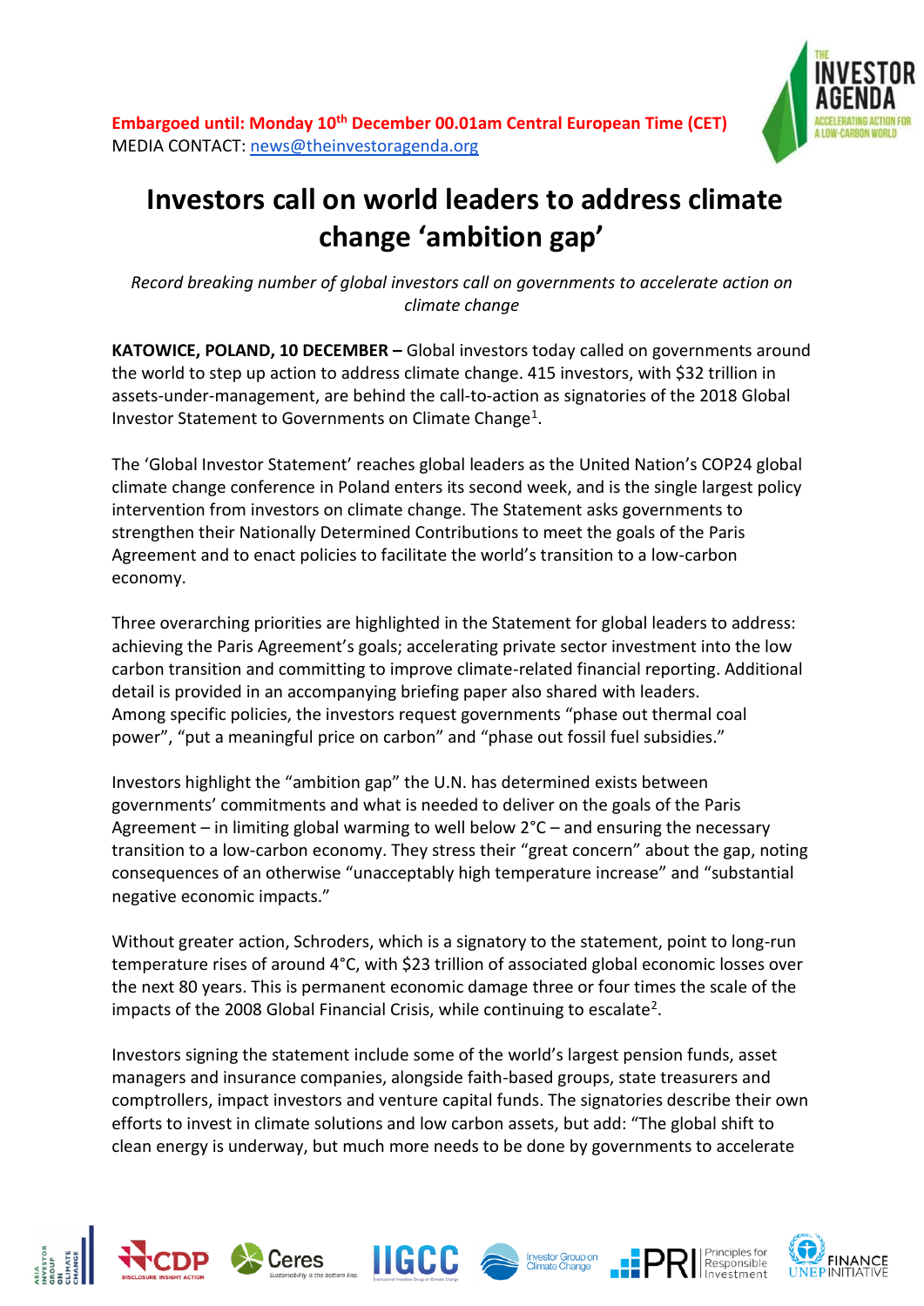**Embargoed until: Monday 10th December 00.01am Central European Time (CET)**
MEDIA CONTACT: news@theinvestoragenda.org

# Investors call on world leaders to address climate change 'ambition gap'

*Record breaking number of global investors call on governments to accelerate action on climate change*

**KATOWICE, POLAND, 10 DECEMBER –** Global investors today called on governments around the world to step up action to address climate change. 415 investors, with $32 trillion in assets-under-management, are behind the call-to-action as signatories of the 2018 Global Investor Statement to Governments on Climate Change[1].

The 'Global Investor Statement' reaches global leaders as the United Nation's COP24 global climate change conference in Poland enters its second week, and is the single largest policy intervention from investors on climate change. The Statement asks governments to strengthen their Nationally Determined Contributions to meet the goals of the Paris Agreement and to enact policies to facilitate the world's transition to a low-carbon economy.

Three overarching priorities are highlighted in the Statement for global leaders to address: achieving the Paris Agreement's goals; accelerating private sector investment into the low carbon transition and committing to improve climate-related financial reporting. Additional detail is provided in an accompanying briefing paper also shared with leaders.
Among specific policies, the investors request governments "phase out thermal coal power", "put a meaningful price on carbon" and "phase out fossil fuel subsidies."

Investors highlight the "ambition gap" the U.N. has determined exists between governments' commitments and what is needed to deliver on the goals of the Paris Agreement – in limiting global warming to well below 2°C – and ensuring the necessary transition to a low-carbon economy. They stress their "great concern" about the gap, noting consequences of an otherwise "unacceptably high temperature increase" and "substantial negative economic impacts."

Without greater action, Schroders, which is a signatory to the statement, point to long-run temperature rises of around 4°C, with $23 trillion of associated global economic losses over the next 80 years. This is permanent economic damage three or four times the scale of the impacts of the 2008 Global Financial Crisis, while continuing to escalate[2].

Investors signing the statement include some of the world's largest pension funds, asset managers and insurance companies, alongside faith-based groups, state treasurers and comptrollers, impact investors and venture capital funds. The signatories describe their own efforts to invest in climate solutions and low carbon assets, but add: "The global shift to clean energy is underway, but much more needs to be done by governments to accelerate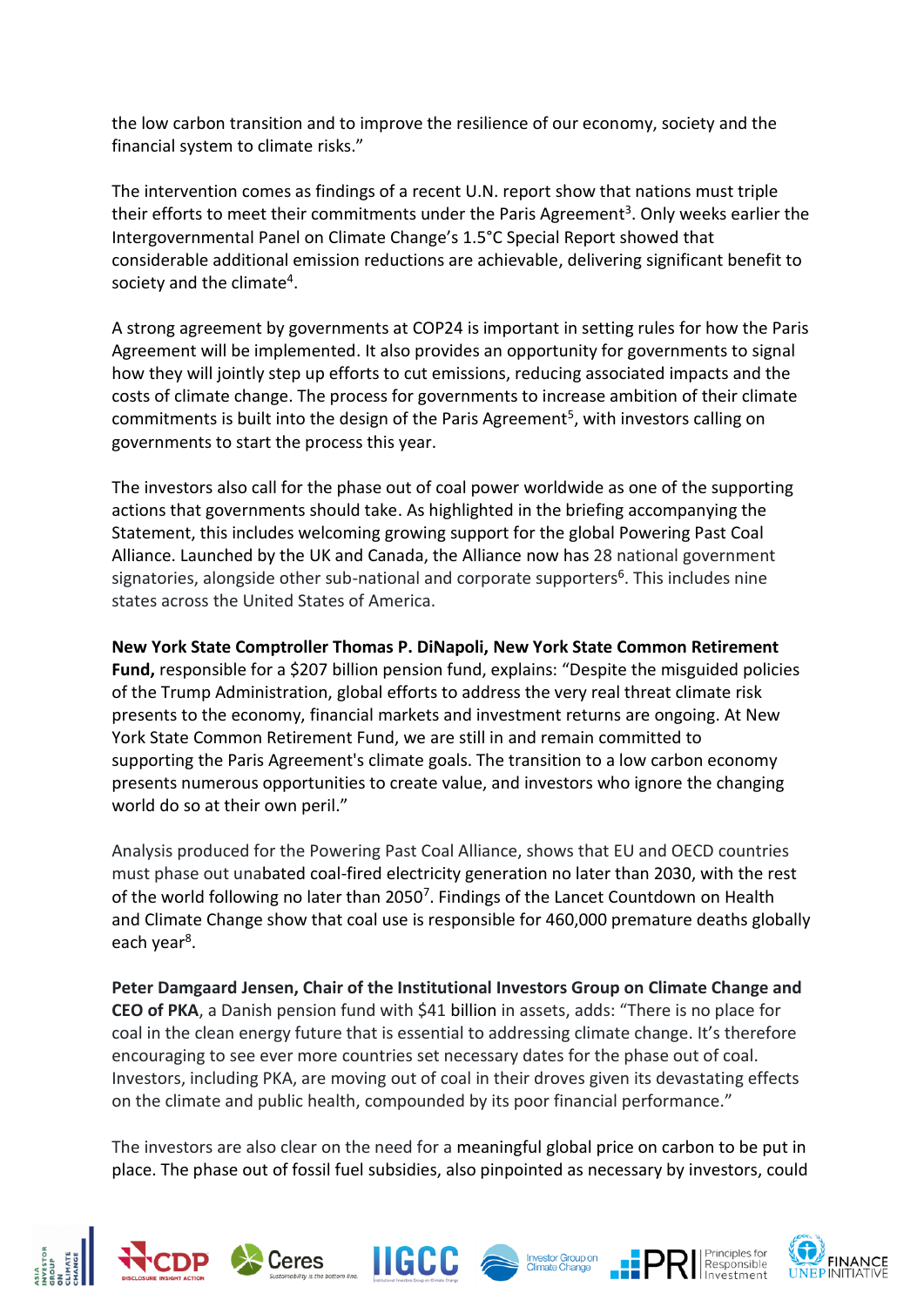the low carbon transition and to improve the resilience of our economy, society and the financial system to climate risks."

The intervention comes as findings of a recent U.N. report show that nations must triple their efforts to meet their commitments under the Paris Agreement[3]. Only weeks earlier the Intergovernmental Panel on Climate Change's 1.5°C Special Report showed that considerable additional emission reductions are achievable, delivering significant benefit to society and the climate[4].

A strong agreement by governments at COP24 is important in setting rules for how the Paris Agreement will be implemented. It also provides an opportunity for governments to signal how they will jointly step up efforts to cut emissions, reducing associated impacts and the costs of climate change. The process for governments to increase ambition of their climate commitments is built into the design of the Paris Agreement[5], with investors calling on governments to start the process this year.

The investors also call for the phase out of coal power worldwide as one of the supporting actions that governments should take. As highlighted in the briefing accompanying the Statement, this includes welcoming growing support for the global Powering Past Coal Alliance. Launched by the UK and Canada, the Alliance now has 28 national government signatories, alongside other sub-national and corporate supporters[6]. This includes nine states across the United States of America.

**New York State Comptroller Thomas P. DiNapoli, New York State Common Retirement Fund,** responsible for a $207 billion pension fund, explains: "Despite the misguided policies of the Trump Administration, global efforts to address the very real threat climate risk presents to the economy, financial markets and investment returns are ongoing. At New York State Common Retirement Fund, we are still in and remain committed to supporting the Paris Agreement's climate goals. The transition to a low carbon economy presents numerous opportunities to create value, and investors who ignore the changing world do so at their own peril."

Analysis produced for the Powering Past Coal Alliance, shows that EU and OECD countries must phase out unabated coal-fired electricity generation no later than 2030, with the rest of the world following no later than 2050[7]. Findings of the Lancet Countdown on Health and Climate Change show that coal use is responsible for 460,000 premature deaths globally each year[8].

**Peter Damgaard Jensen, Chair of the Institutional Investors Group on Climate Change and CEO of PKA**, a Danish pension fund with $41 billion in assets, adds: "There is no place for coal in the clean energy future that is essential to addressing climate change. It's therefore encouraging to see ever more countries set necessary dates for the phase out of coal. Investors, including PKA, are moving out of coal in their droves given its devastating effects on the climate and public health, compounded by its poor financial performance."

The investors are also clear on the need for a meaningful global price on carbon to be put in place. The phase out of fossil fuel subsidies, also pinpointed as necessary by investors, could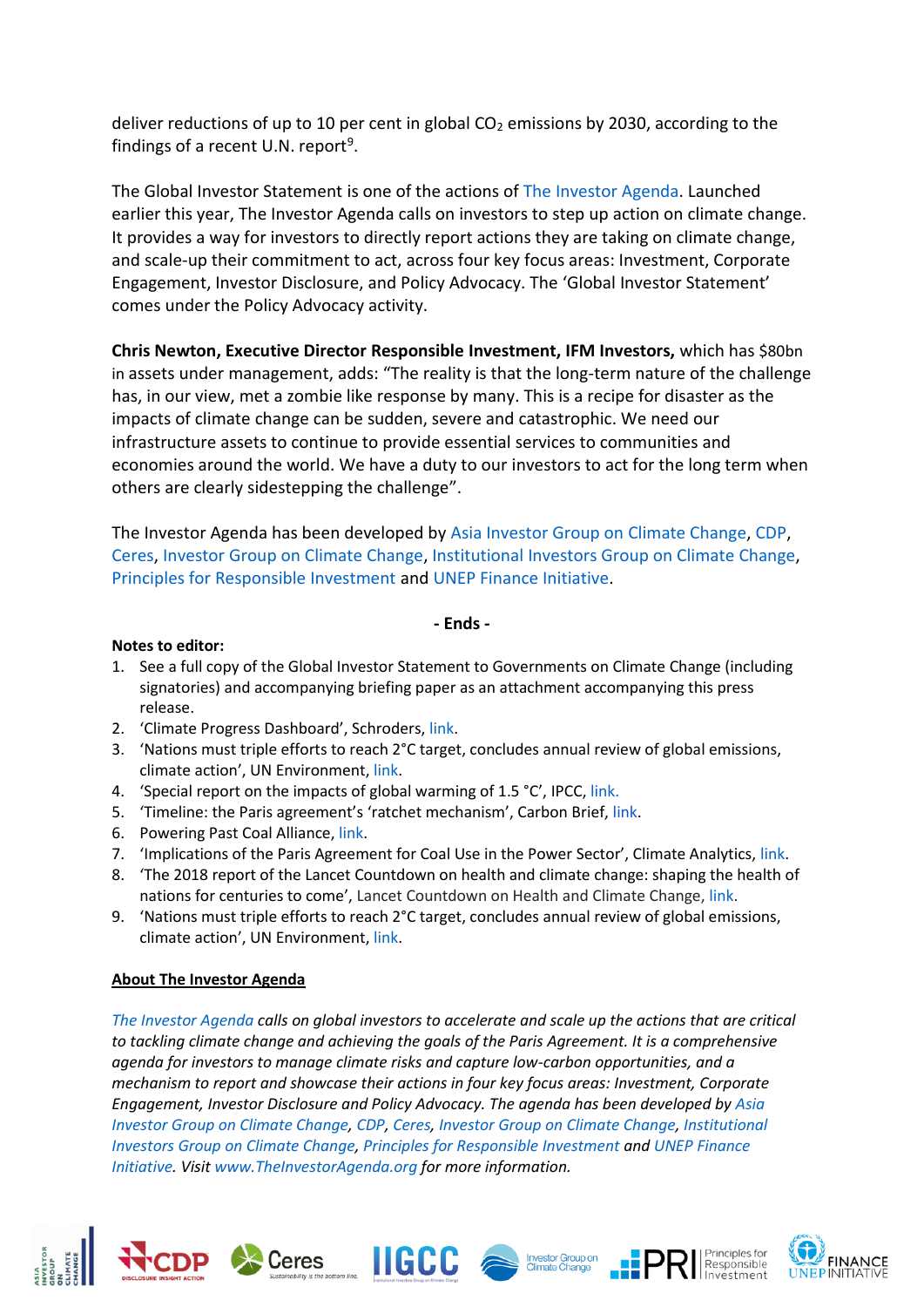deliver reductions of up to 10 per cent in global $CO_2$ emissions by 2030, according to the findings of a recent U.N. report[9].

The Global Investor Statement is one of the actions of The Investor Agenda. Launched earlier this year, The Investor Agenda calls on investors to step up action on climate change. It provides a way for investors to directly report actions they are taking on climate change, and scale-up their commitment to act, across four key focus areas: Investment, Corporate Engagement, Investor Disclosure, and Policy Advocacy. The 'Global Investor Statement' comes under the Policy Advocacy activity.

**Chris Newton, Executive Director Responsible Investment, IFM Investors,** which has $80bn in assets under management, adds: "The reality is that the long-term nature of the challenge has, in our view, met a zombie like response by many. This is a recipe for disaster as the impacts of climate change can be sudden, severe and catastrophic. We need our infrastructure assets to continue to provide essential services to communities and economies around the world. We have a duty to our investors to act for the long term when others are clearly sidestepping the challenge".

The Investor Agenda has been developed by Asia Investor Group on Climate Change, CDP, Ceres, Investor Group on Climate Change, Institutional Investors Group on Climate Change, Principles for Responsible Investment and UNEP Finance Initiative.

**- Ends -**

**Notes to editor:**

1. See a full copy of the Global Investor Statement to Governments on Climate Change (including signatories) and accompanying briefing paper as an attachment accompanying this press release.
2. 'Climate Progress Dashboard', Schroders, link.
3. 'Nations must triple efforts to reach 2°C target, concludes annual review of global emissions, climate action', UN Environment, link.
4. 'Special report on the impacts of global warming of 1.5 °C', IPCC, link.
5. 'Timeline: the Paris agreement's 'ratchet mechanism', Carbon Brief, link.
6. Powering Past Coal Alliance, link.
7. 'Implications of the Paris Agreement for Coal Use in the Power Sector', Climate Analytics, link.
8. 'The 2018 report of the Lancet Countdown on health and climate change: shaping the health of nations for centuries to come', Lancet Countdown on Health and Climate Change, link.
9. 'Nations must triple efforts to reach 2°C target, concludes annual review of global emissions, climate action', UN Environment, link.

**<u>About The Investor Agenda</u>**

*The Investor Agenda calls on global investors to accelerate and scale up the actions that are critical to tackling climate change and achieving the goals of the Paris Agreement. It is a comprehensive agenda for investors to manage climate risks and capture low-carbon opportunities, and a mechanism to report and showcase their actions in four key focus areas: Investment, Corporate Engagement, Investor Disclosure and Policy Advocacy. The agenda has been developed by Asia Investor Group on Climate Change, CDP, Ceres, Investor Group on Climate Change, Institutional Investors Group on Climate Change, Principles for Responsible Investment and UNEP Finance Initiative. Visit www.TheInvestorAgenda.org for more information.*